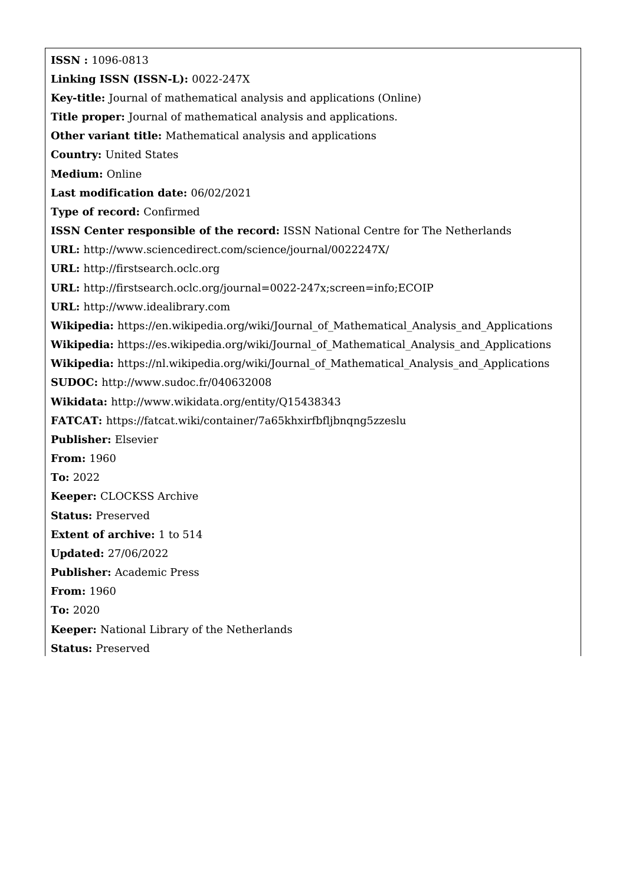**ISSN :** 1096-0813

**Linking ISSN (ISSN-L):** 0022-247X

**Key-title:** Journal of mathematical analysis and applications (Online)

**Title proper:** Journal of mathematical analysis and applications.

**Other variant title:** Mathematical analysis and applications

**Country:** United States

**Medium:** Online

**Last modification date:** 06/02/2021

**Type of record:** Confirmed

**ISSN Center responsible of the record:** ISSN National Centre for The Netherlands

**URL:** http://www.sciencedirect.com/science/journal/0022247X/

**URL:** http://firstsearch.oclc.org

**URL:** http://firstsearch.oclc.org/journal=0022-247x;screen=info;ECOIP

**URL:** http://www.idealibrary.com

**Wikipedia:** https://en.wikipedia.org/wiki/Journal_of_Mathematical_Analysis_and_Applications

**Wikipedia:** https://es.wikipedia.org/wiki/Journal_of_Mathematical_Analysis_and_Applications

**Wikipedia:** https://nl.wikipedia.org/wiki/Journal_of_Mathematical_Analysis_and_Applications

**SUDOC:** http://www.sudoc.fr/040632008

**Wikidata:** http://www.wikidata.org/entity/Q15438343

**FATCAT:** https://fatcat.wiki/container/7a65khxirfbfljbnqng5zzeslu

**Publisher:** Elsevier

**From:** 1960

**To:** 2022

**Keeper:** CLOCKSS Archive

**Status:** Preserved

**Extent of archive:** 1 to 514

**Updated:** 27/06/2022

**Publisher:** Academic Press

**From:** 1960

**To:** 2020

**Keeper:** National Library of the Netherlands

**Status:** Preserved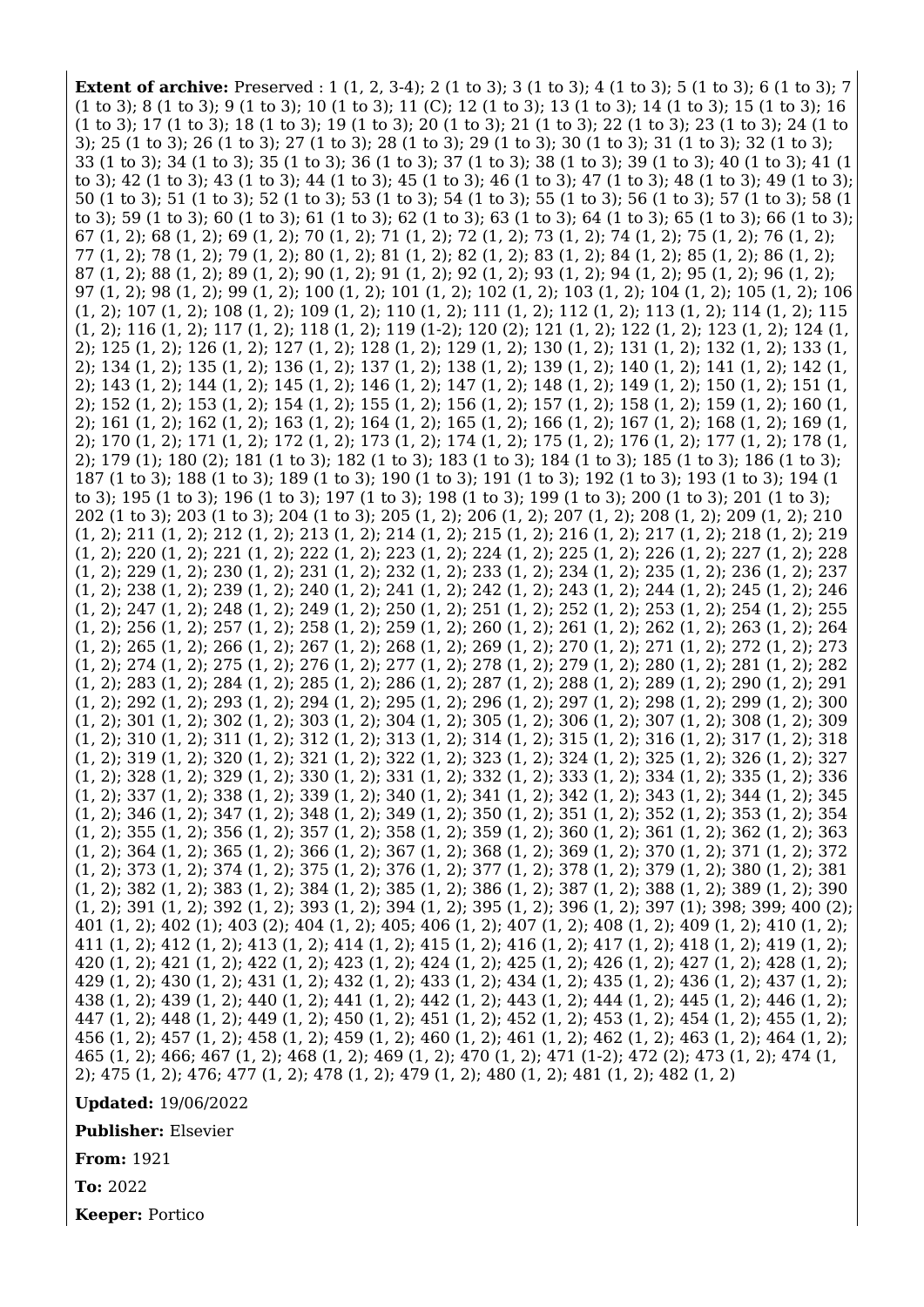**Extent of archive:** Preserved : 1 (1, 2, 3-4); 2 (1 to 3); 3 (1 to 3); 4 (1 to 3); 5 (1 to 3); 6 (1 to 3); 7 (1 to 3); 8 (1 to 3); 9 (1 to 3); 10 (1 to 3); 11 (C); 12 (1 to 3); 13 (1 to 3); 14 (1 to 3); 15 (1 to 3); 16 (1 to 3); 17 (1 to 3); 18 (1 to 3); 19 (1 to 3); 20 (1 to 3); 21 (1 to 3); 22 (1 to 3); 23 (1 to 3); 24 (1 to 3); 25 (1 to 3); 26 (1 to 3); 27 (1 to 3); 28 (1 to 3); 29 (1 to 3); 30 (1 to 3); 31 (1 to 3); 32 (1 to 3); 33 (1 to 3); 34 (1 to 3); 35 (1 to 3); 36 (1 to 3); 37 (1 to 3); 38 (1 to 3); 39 (1 to 3); 40 (1 to 3); 41 (1 to 3); 42 (1 to 3); 43 (1 to 3); 44 (1 to 3); 45 (1 to 3); 46 (1 to 3); 47 (1 to 3); 48 (1 to 3); 49 (1 to 3); 50 (1 to 3); 51 (1 to 3); 52 (1 to 3); 53 (1 to 3); 54 (1 to 3); 55 (1 to 3); 56 (1 to 3); 57 (1 to 3); 58 (1 to 3); 59 (1 to 3); 60 (1 to 3); 61 (1 to 3); 62 (1 to 3); 63 (1 to 3); 64 (1 to 3); 65 (1 to 3); 66 (1 to 3); 67 (1, 2); 68 (1, 2); 69 (1, 2); 70 (1, 2); 71 (1, 2); 72 (1, 2); 73 (1, 2); 74 (1, 2); 75 (1, 2); 76 (1, 2); 77 (1, 2); 78 (1, 2); 79 (1, 2); 80 (1, 2); 81 (1, 2); 82 (1, 2); 83 (1, 2); 84 (1, 2); 85 (1, 2); 86 (1, 2); 87 (1, 2); 88 (1, 2); 89 (1, 2); 90 (1, 2); 91 (1, 2); 92 (1, 2); 93 (1, 2); 94 (1, 2); 95 (1, 2); 96 (1, 2); 97 (1, 2); 98 (1, 2); 99 (1, 2); 100 (1, 2); 101 (1, 2); 102 (1, 2); 103 (1, 2); 104 (1, 2); 105 (1, 2); 106 (1, 2); 107 (1, 2); 108 (1, 2); 109 (1, 2); 110 (1, 2); 111 (1, 2); 112 (1, 2); 113 (1, 2); 114 (1, 2); 115 (1, 2); 116 (1, 2); 117 (1, 2); 118 (1, 2); 119 (1-2); 120 (2); 121 (1, 2); 122 (1, 2); 123 (1, 2); 124 (1, 2); 125 (1, 2); 126 (1, 2); 127 (1, 2); 128 (1, 2); 129 (1, 2); 130 (1, 2); 131 (1, 2); 132 (1, 2); 133 (1, 2); 134 (1, 2); 135 (1, 2); 136 (1, 2); 137 (1, 2); 138 (1, 2); 139 (1, 2); 140 (1, 2); 141 (1, 2); 142 (1, 2); 143 (1, 2); 144 (1, 2); 145 (1, 2); 146 (1, 2); 147 (1, 2); 148 (1, 2); 149 (1, 2); 150 (1, 2); 151 (1, 2); 152 (1, 2); 153 (1, 2); 154 (1, 2); 155 (1, 2); 156 (1, 2); 157 (1, 2); 158 (1, 2); 159 (1, 2); 160 (1, 2); 161 (1, 2); 162 (1, 2); 163 (1, 2); 164 (1, 2); 165 (1, 2); 166 (1, 2); 167 (1, 2); 168 (1, 2); 169 (1, 2); 170 (1, 2); 171 (1, 2); 172 (1, 2); 173 (1, 2); 174 (1, 2); 175 (1, 2); 176 (1, 2); 177 (1, 2); 178 (1, 2); 179 (1); 180 (2); 181 (1 to 3); 182 (1 to 3); 183 (1 to 3); 184 (1 to 3); 185 (1 to 3); 186 (1 to 3); 187 (1 to 3); 188 (1 to 3); 189 (1 to 3); 190 (1 to 3); 191 (1 to 3); 192 (1 to 3); 193 (1 to 3); 194 (1 to 3); 195 (1 to 3); 196 (1 to 3); 197 (1 to 3); 198 (1 to 3); 199 (1 to 3); 200 (1 to 3); 201 (1 to 3); 202 (1 to 3); 203 (1 to 3); 204 (1 to 3); 205 (1, 2); 206 (1, 2); 207 (1, 2); 208 (1, 2); 209 (1, 2); 210 (1, 2); 211 (1, 2); 212 (1, 2); 213 (1, 2); 214 (1, 2); 215 (1, 2); 216 (1, 2); 217 (1, 2); 218 (1, 2); 219 (1, 2); 220 (1, 2); 221 (1, 2); 222 (1, 2); 223 (1, 2); 224 (1, 2); 225 (1, 2); 226 (1, 2); 227 (1, 2); 228 (1, 2); 229 (1, 2); 230 (1, 2); 231 (1, 2); 232 (1, 2); 233 (1, 2); 234 (1, 2); 235 (1, 2); 236 (1, 2); 237 (1, 2); 238 (1, 2); 239 (1, 2); 240 (1, 2); 241 (1, 2); 242 (1, 2); 243 (1, 2); 244 (1, 2); 245 (1, 2); 246 (1, 2); 247 (1, 2); 248 (1, 2); 249 (1, 2); 250 (1, 2); 251 (1, 2); 252 (1, 2); 253 (1, 2); 254 (1, 2); 255 (1, 2); 256 (1, 2); 257 (1, 2); 258 (1, 2); 259 (1, 2); 260 (1, 2); 261 (1, 2); 262 (1, 2); 263 (1, 2); 264 (1, 2); 265 (1, 2); 266 (1, 2); 267 (1, 2); 268 (1, 2); 269 (1, 2); 270 (1, 2); 271 (1, 2); 272 (1, 2); 273 (1, 2); 274 (1, 2); 275 (1, 2); 276 (1, 2); 277 (1, 2); 278 (1, 2); 279 (1, 2); 280 (1, 2); 281 (1, 2); 282 (1, 2); 283 (1, 2); 284 (1, 2); 285 (1, 2); 286 (1, 2); 287 (1, 2); 288 (1, 2); 289 (1, 2); 290 (1, 2); 291 (1, 2); 292 (1, 2); 293 (1, 2); 294 (1, 2); 295 (1, 2); 296 (1, 2); 297 (1, 2); 298 (1, 2); 299 (1, 2); 300 (1, 2); 301 (1, 2); 302 (1, 2); 303 (1, 2); 304 (1, 2); 305 (1, 2); 306 (1, 2); 307 (1, 2); 308 (1, 2); 309 (1, 2); 310 (1, 2); 311 (1, 2); 312 (1, 2); 313 (1, 2); 314 (1, 2); 315 (1, 2); 316 (1, 2); 317 (1, 2); 318 (1, 2); 319 (1, 2); 320 (1, 2); 321 (1, 2); 322 (1, 2); 323 (1, 2); 324 (1, 2); 325 (1, 2); 326 (1, 2); 327 (1, 2); 328 (1, 2); 329 (1, 2); 330 (1, 2); 331 (1, 2); 332 (1, 2); 333 (1, 2); 334 (1, 2); 335 (1, 2); 336 (1, 2); 337 (1, 2); 338 (1, 2); 339 (1, 2); 340 (1, 2); 341 (1, 2); 342 (1, 2); 343 (1, 2); 344 (1, 2); 345 (1, 2); 346 (1, 2); 347 (1, 2); 348 (1, 2); 349 (1, 2); 350 (1, 2); 351 (1, 2); 352 (1, 2); 353 (1, 2); 354 (1, 2); 355 (1, 2); 356 (1, 2); 357 (1, 2); 358 (1, 2); 359 (1, 2); 360 (1, 2); 361 (1, 2); 362 (1, 2); 363 (1, 2); 364 (1, 2); 365 (1, 2); 366 (1, 2); 367 (1, 2); 368 (1, 2); 369 (1, 2); 370 (1, 2); 371 (1, 2); 372 (1, 2); 373 (1, 2); 374 (1, 2); 375 (1, 2); 376 (1, 2); 377 (1, 2); 378 (1, 2); 379 (1, 2); 380 (1, 2); 381 (1, 2); 382 (1, 2); 383 (1, 2); 384 (1, 2); 385 (1, 2); 386 (1, 2); 387 (1, 2); 388 (1, 2); 389 (1, 2); 390 (1, 2); 391 (1, 2); 392 (1, 2); 393 (1, 2); 394 (1, 2); 395 (1, 2); 396 (1, 2); 397 (1); 398; 399; 400 (2); 401 (1, 2); 402 (1); 403 (2); 404 (1, 2); 405; 406 (1, 2); 407 (1, 2); 408 (1, 2); 409 (1, 2); 410 (1, 2); 411 (1, 2); 412 (1, 2); 413 (1, 2); 414 (1, 2); 415 (1, 2); 416 (1, 2); 417 (1, 2); 418 (1, 2); 419 (1, 2); 420 (1, 2); 421 (1, 2); 422 (1, 2); 423 (1, 2); 424 (1, 2); 425 (1, 2); 426 (1, 2); 427 (1, 2); 428 (1, 2); 429 (1, 2); 430 (1, 2); 431 (1, 2); 432 (1, 2); 433 (1, 2); 434 (1, 2); 435 (1, 2); 436 (1, 2); 437 (1, 2); 438 (1, 2); 439 (1, 2); 440 (1, 2); 441 (1, 2); 442 (1, 2); 443 (1, 2); 444 (1, 2); 445 (1, 2); 446 (1, 2); 447 (1, 2); 448 (1, 2); 449 (1, 2); 450 (1, 2); 451 (1, 2); 452 (1, 2); 453 (1, 2); 454 (1, 2); 455 (1, 2); 456 (1, 2); 457 (1, 2); 458 (1, 2); 459 (1, 2); 460 (1, 2); 461 (1, 2); 462 (1, 2); 463 (1, 2); 464 (1, 2); 465 (1, 2); 466; 467 (1, 2); 468 (1, 2); 469 (1, 2); 470 (1, 2); 471 (1-2); 472 (2); 473 (1, 2); 474 (1, 2); 475 (1, 2); 476; 477 (1, 2); 478 (1, 2); 479 (1, 2); 480 (1, 2); 481 (1, 2); 482 (1, 2)

**Updated:** 19/06/2022

**Publisher:** Elsevier

**From:** 1921

**To:** 2022

**Keeper:** Portico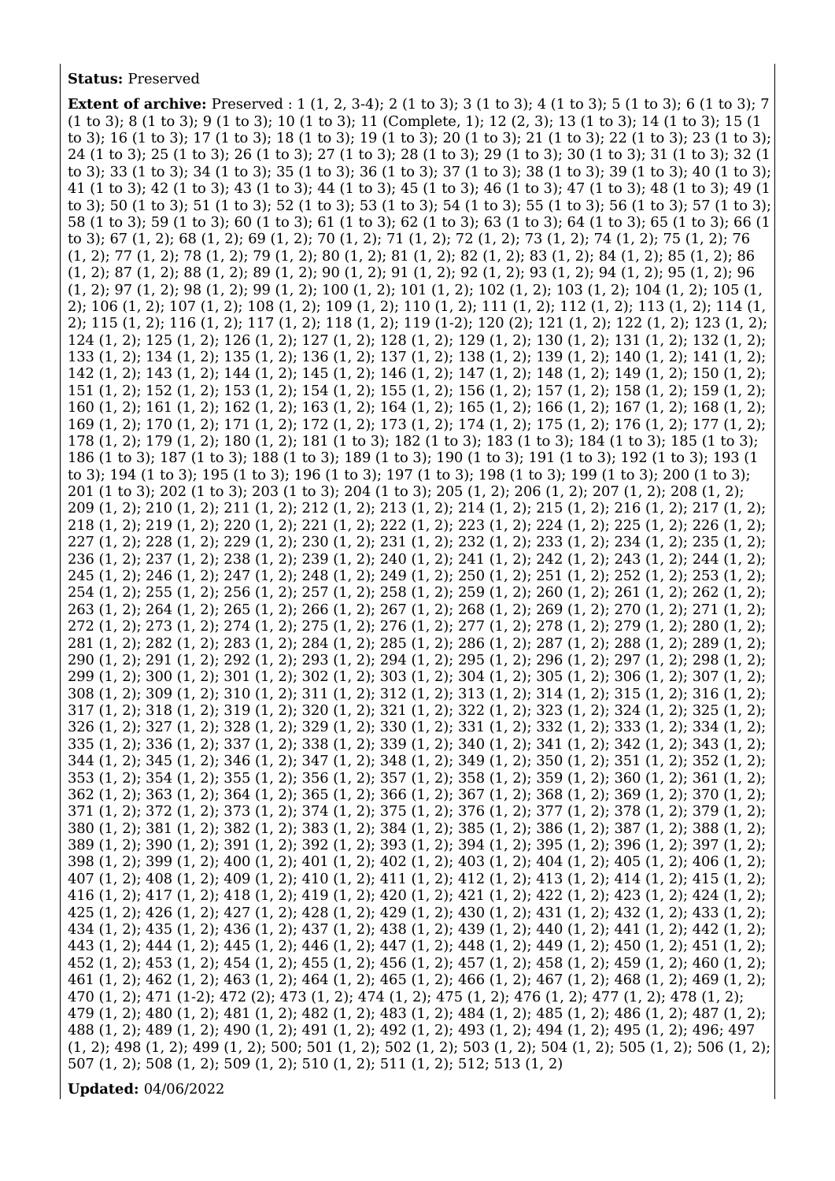**Status:** Preserved

**Extent of archive:** Preserved : 1 (1, 2, 3-4); 2 (1 to 3); 3 (1 to 3); 4 (1 to 3); 5 (1 to 3); 6 (1 to 3); 7 (1 to 3); 8 (1 to 3); 9 (1 to 3); 10 (1 to 3); 11 (Complete, 1); 12 (2, 3); 13 (1 to 3); 14 (1 to 3); 15 (1 to 3); 16 (1 to 3); 17 (1 to 3); 18 (1 to 3); 19 (1 to 3); 20 (1 to 3); 21 (1 to 3); 22 (1 to 3); 23 (1 to 3); 24 (1 to 3); 25 (1 to 3); 26 (1 to 3); 27 (1 to 3); 28 (1 to 3); 29 (1 to 3); 30 (1 to 3); 31 (1 to 3); 32 (1 to 3); 33 (1 to 3); 34 (1 to 3); 35 (1 to 3); 36 (1 to 3); 37 (1 to 3); 38 (1 to 3); 39 (1 to 3); 40 (1 to 3); 41 (1 to 3); 42 (1 to 3); 43 (1 to 3); 44 (1 to 3); 45 (1 to 3); 46 (1 to 3); 47 (1 to 3); 48 (1 to 3); 49 (1 to 3); 50 (1 to 3); 51 (1 to 3); 52 (1 to 3); 53 (1 to 3); 54 (1 to 3); 55 (1 to 3); 56 (1 to 3); 57 (1 to 3); 58 (1 to 3); 59 (1 to 3); 60 (1 to 3); 61 (1 to 3); 62 (1 to 3); 63 (1 to 3); 64 (1 to 3); 65 (1 to 3); 66 (1 to 3); 67 (1, 2); 68 (1, 2); 69 (1, 2); 70 (1, 2); 71 (1, 2); 72 (1, 2); 73 (1, 2); 74 (1, 2); 75 (1, 2); 76 (1, 2); 77 (1, 2); 78 (1, 2); 79 (1, 2); 80 (1, 2); 81 (1, 2); 82 (1, 2); 83 (1, 2); 84 (1, 2); 85 (1, 2); 86 (1, 2); 87 (1, 2); 88 (1, 2); 89 (1, 2); 90 (1, 2); 91 (1, 2); 92 (1, 2); 93 (1, 2); 94 (1, 2); 95 (1, 2); 96 (1, 2); 97 (1, 2); 98 (1, 2); 99 (1, 2); 100 (1, 2); 101 (1, 2); 102 (1, 2); 103 (1, 2); 104 (1, 2); 105 (1, 2); 106 (1, 2); 107 (1, 2); 108 (1, 2); 109 (1, 2); 110 (1, 2); 111 (1, 2); 112 (1, 2); 113 (1, 2); 114 (1, 2); 115 (1, 2); 116 (1, 2); 117 (1, 2); 118 (1, 2); 119 (1-2); 120 (2); 121 (1, 2); 122 (1, 2); 123 (1, 2); 124 (1, 2); 125 (1, 2); 126 (1, 2); 127 (1, 2); 128 (1, 2); 129 (1, 2); 130 (1, 2); 131 (1, 2); 132 (1, 2); 133 (1, 2); 134 (1, 2); 135 (1, 2); 136 (1, 2); 137 (1, 2); 138 (1, 2); 139 (1, 2); 140 (1, 2); 141 (1, 2); 142 (1, 2); 143 (1, 2); 144 (1, 2); 145 (1, 2); 146 (1, 2); 147 (1, 2); 148 (1, 2); 149 (1, 2); 150 (1, 2); 151 (1, 2); 152 (1, 2); 153 (1, 2); 154 (1, 2); 155 (1, 2); 156 (1, 2); 157 (1, 2); 158 (1, 2); 159 (1, 2); 160 (1, 2); 161 (1, 2); 162 (1, 2); 163 (1, 2); 164 (1, 2); 165 (1, 2); 166 (1, 2); 167 (1, 2); 168 (1, 2); 169 (1, 2); 170 (1, 2); 171 (1, 2); 172 (1, 2); 173 (1, 2); 174 (1, 2); 175 (1, 2); 176 (1, 2); 177 (1, 2); 178 (1, 2); 179 (1, 2); 180 (1, 2); 181 (1 to 3); 182 (1 to 3); 183 (1 to 3); 184 (1 to 3); 185 (1 to 3); 186 (1 to 3); 187 (1 to 3); 188 (1 to 3); 189 (1 to 3); 190 (1 to 3); 191 (1 to 3); 192 (1 to 3); 193 (1 to 3); 194 (1 to 3); 195 (1 to 3); 196 (1 to 3); 197 (1 to 3); 198 (1 to 3); 199 (1 to 3); 200 (1 to 3); 201 (1 to 3); 202 (1 to 3); 203 (1 to 3); 204 (1 to 3); 205 (1, 2); 206 (1, 2); 207 (1, 2); 208 (1, 2); 209 (1, 2); 210 (1, 2); 211 (1, 2); 212 (1, 2); 213 (1, 2); 214 (1, 2); 215 (1, 2); 216 (1, 2); 217 (1, 2); 218 (1, 2); 219 (1, 2); 220 (1, 2); 221 (1, 2); 222 (1, 2); 223 (1, 2); 224 (1, 2); 225 (1, 2); 226 (1, 2); 227 (1, 2); 228 (1, 2); 229 (1, 2); 230 (1, 2); 231 (1, 2); 232 (1, 2); 233 (1, 2); 234 (1, 2); 235 (1, 2); 236 (1, 2); 237 (1, 2); 238 (1, 2); 239 (1, 2); 240 (1, 2); 241 (1, 2); 242 (1, 2); 243 (1, 2); 244 (1, 2); 245 (1, 2); 246 (1, 2); 247 (1, 2); 248 (1, 2); 249 (1, 2); 250 (1, 2); 251 (1, 2); 252 (1, 2); 253 (1, 2); 254 (1, 2); 255 (1, 2); 256 (1, 2); 257 (1, 2); 258 (1, 2); 259 (1, 2); 260 (1, 2); 261 (1, 2); 262 (1, 2); 263 (1, 2); 264 (1, 2); 265 (1, 2); 266 (1, 2); 267 (1, 2); 268 (1, 2); 269 (1, 2); 270 (1, 2); 271 (1, 2); 272 (1, 2); 273 (1, 2); 274 (1, 2); 275 (1, 2); 276 (1, 2); 277 (1, 2); 278 (1, 2); 279 (1, 2); 280 (1, 2); 281 (1, 2); 282 (1, 2); 283 (1, 2); 284 (1, 2); 285 (1, 2); 286 (1, 2); 287 (1, 2); 288 (1, 2); 289 (1, 2); 290 (1, 2); 291 (1, 2); 292 (1, 2); 293 (1, 2); 294 (1, 2); 295 (1, 2); 296 (1, 2); 297 (1, 2); 298 (1, 2); 299 (1, 2); 300 (1, 2); 301 (1, 2); 302 (1, 2); 303 (1, 2); 304 (1, 2); 305 (1, 2); 306 (1, 2); 307 (1, 2); 308 (1, 2); 309 (1, 2); 310 (1, 2); 311 (1, 2); 312 (1, 2); 313 (1, 2); 314 (1, 2); 315 (1, 2); 316 (1, 2); 317 (1, 2); 318 (1, 2); 319 (1, 2); 320 (1, 2); 321 (1, 2); 322 (1, 2); 323 (1, 2); 324 (1, 2); 325 (1, 2); 326 (1, 2); 327 (1, 2); 328 (1, 2); 329 (1, 2); 330 (1, 2); 331 (1, 2); 332 (1, 2); 333 (1, 2); 334 (1, 2); 335 (1, 2); 336 (1, 2); 337 (1, 2); 338 (1, 2); 339 (1, 2); 340 (1, 2); 341 (1, 2); 342 (1, 2); 343 (1, 2); 344 (1, 2); 345 (1, 2); 346 (1, 2); 347 (1, 2); 348 (1, 2); 349 (1, 2); 350 (1, 2); 351 (1, 2); 352 (1, 2); 353 (1, 2); 354 (1, 2); 355 (1, 2); 356 (1, 2); 357 (1, 2); 358 (1, 2); 359 (1, 2); 360 (1, 2); 361 (1, 2); 362 (1, 2); 363 (1, 2); 364 (1, 2); 365 (1, 2); 366 (1, 2); 367 (1, 2); 368 (1, 2); 369 (1, 2); 370 (1, 2); 371 (1, 2); 372 (1, 2); 373 (1, 2); 374 (1, 2); 375 (1, 2); 376 (1, 2); 377 (1, 2); 378 (1, 2); 379 (1, 2); 380 (1, 2); 381 (1, 2); 382 (1, 2); 383 (1, 2); 384 (1, 2); 385 (1, 2); 386 (1, 2); 387 (1, 2); 388 (1, 2); 389 (1, 2); 390 (1, 2); 391 (1, 2); 392 (1, 2); 393 (1, 2); 394 (1, 2); 395 (1, 2); 396 (1, 2); 397 (1, 2); 398 (1, 2); 399 (1, 2); 400 (1, 2); 401 (1, 2); 402 (1, 2); 403 (1, 2); 404 (1, 2); 405 (1, 2); 406 (1, 2); 407 (1, 2); 408 (1, 2); 409 (1, 2); 410 (1, 2); 411 (1, 2); 412 (1, 2); 413 (1, 2); 414 (1, 2); 415 (1, 2); 416 (1, 2); 417 (1, 2); 418 (1, 2); 419 (1, 2); 420 (1, 2); 421 (1, 2); 422 (1, 2); 423 (1, 2); 424 (1, 2); 425 (1, 2); 426 (1, 2); 427 (1, 2); 428 (1, 2); 429 (1, 2); 430 (1, 2); 431 (1, 2); 432 (1, 2); 433 (1, 2); 434 (1, 2); 435 (1, 2); 436 (1, 2); 437 (1, 2); 438 (1, 2); 439 (1, 2); 440 (1, 2); 441 (1, 2); 442 (1, 2); 443 (1, 2); 444 (1, 2); 445 (1, 2); 446 (1, 2); 447 (1, 2); 448 (1, 2); 449 (1, 2); 450 (1, 2); 451 (1, 2); 452 (1, 2); 453 (1, 2); 454 (1, 2); 455 (1, 2); 456 (1, 2); 457 (1, 2); 458 (1, 2); 459 (1, 2); 460 (1, 2); 461 (1, 2); 462 (1, 2); 463 (1, 2); 464 (1, 2); 465 (1, 2); 466 (1, 2); 467 (1, 2); 468 (1, 2); 469 (1, 2); 470 (1, 2); 471 (1-2); 472 (2); 473 (1, 2); 474 (1, 2); 475 (1, 2); 476 (1, 2); 477 (1, 2); 478 (1, 2); 479 (1, 2); 480 (1, 2); 481 (1, 2); 482 (1, 2); 483 (1, 2); 484 (1, 2); 485 (1, 2); 486 (1, 2); 487 (1, 2); 488 (1, 2); 489 (1, 2); 490 (1, 2); 491 (1, 2); 492 (1, 2); 493 (1, 2); 494 (1, 2); 495 (1, 2); 496; 497 (1, 2); 498 (1, 2); 499 (1, 2); 500; 501 (1, 2); 502 (1, 2); 503 (1, 2); 504 (1, 2); 505 (1, 2); 506 (1, 2); 507 (1, 2); 508 (1, 2); 509 (1, 2); 510 (1, 2); 511 (1, 2); 512; 513 (1, 2)

**Updated:** 04/06/2022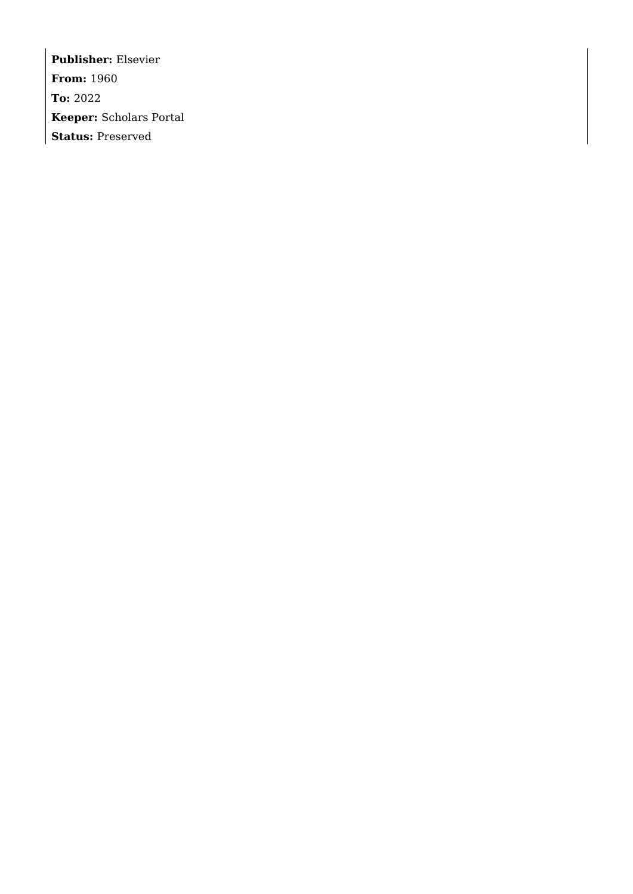**Publisher:** Elsevier

**From:** 1960

**To:** 2022

**Keeper:** Scholars Portal

**Status:** Preserved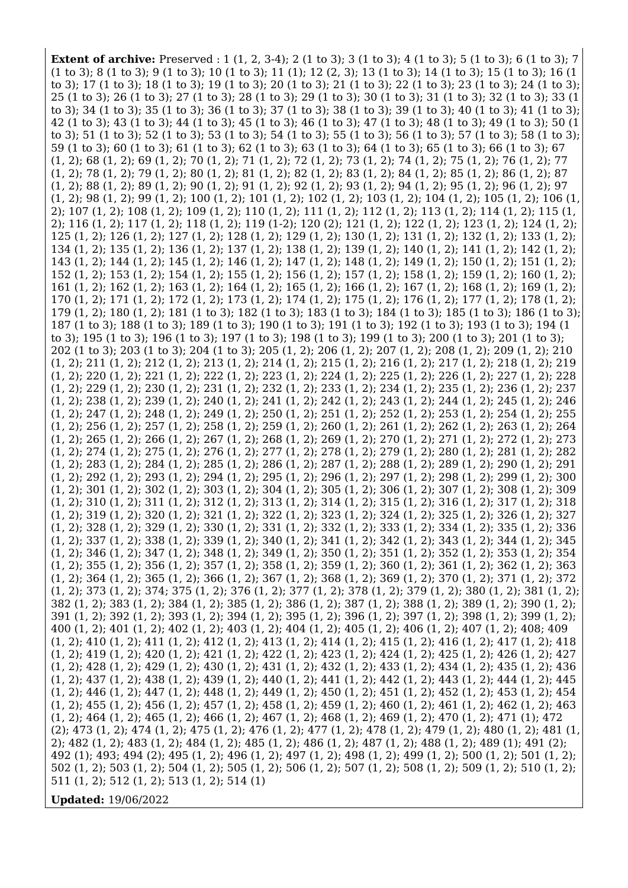**Extent of archive:** Preserved : 1 (1, 2, 3-4); 2 (1 to 3); 3 (1 to 3); 4 (1 to 3); 5 (1 to 3); 6 (1 to 3); 7 (1 to 3); 8 (1 to 3); 9 (1 to 3); 10 (1 to 3); 11 (1); 12 (2, 3); 13 (1 to 3); 14 (1 to 3); 15 (1 to 3); 16 (1 to 3); 17 (1 to 3); 18 (1 to 3); 19 (1 to 3); 20 (1 to 3); 21 (1 to 3); 22 (1 to 3); 23 (1 to 3); 24 (1 to 3); 25 (1 to 3); 26 (1 to 3); 27 (1 to 3); 28 (1 to 3); 29 (1 to 3); 30 (1 to 3); 31 (1 to 3); 32 (1 to 3); 33 (1 to 3); 34 (1 to 3); 35 (1 to 3); 36 (1 to 3); 37 (1 to 3); 38 (1 to 3); 39 (1 to 3); 40 (1 to 3); 41 (1 to 3); 42 (1 to 3); 43 (1 to 3); 44 (1 to 3); 45 (1 to 3); 46 (1 to 3); 47 (1 to 3); 48 (1 to 3); 49 (1 to 3); 50 (1 to 3); 51 (1 to 3); 52 (1 to 3); 53 (1 to 3); 54 (1 to 3); 55 (1 to 3); 56 (1 to 3); 57 (1 to 3); 58 (1 to 3); 59 (1 to 3); 60 (1 to 3); 61 (1 to 3); 62 (1 to 3); 63 (1 to 3); 64 (1 to 3); 65 (1 to 3); 66 (1 to 3); 67 (1, 2); 68 (1, 2); 69 (1, 2); 70 (1, 2); 71 (1, 2); 72 (1, 2); 73 (1, 2); 74 (1, 2); 75 (1, 2); 76 (1, 2); 77 (1, 2); 78 (1, 2); 79 (1, 2); 80 (1, 2); 81 (1, 2); 82 (1, 2); 83 (1, 2); 84 (1, 2); 85 (1, 2); 86 (1, 2); 87 (1, 2); 88 (1, 2); 89 (1, 2); 90 (1, 2); 91 (1, 2); 92 (1, 2); 93 (1, 2); 94 (1, 2); 95 (1, 2); 96 (1, 2); 97 (1, 2); 98 (1, 2); 99 (1, 2); 100 (1, 2); 101 (1, 2); 102 (1, 2); 103 (1, 2); 104 (1, 2); 105 (1, 2); 106 (1, 2); 107 (1, 2); 108 (1, 2); 109 (1, 2); 110 (1, 2); 111 (1, 2); 112 (1, 2); 113 (1, 2); 114 (1, 2); 115 (1, 2); 116 (1, 2); 117 (1, 2); 118 (1, 2); 119 (1-2); 120 (2); 121 (1, 2); 122 (1, 2); 123 (1, 2); 124 (1, 2); 125 (1, 2); 126 (1, 2); 127 (1, 2); 128 (1, 2); 129 (1, 2); 130 (1, 2); 131 (1, 2); 132 (1, 2); 133 (1, 2); 134 (1, 2); 135 (1, 2); 136 (1, 2); 137 (1, 2); 138 (1, 2); 139 (1, 2); 140 (1, 2); 141 (1, 2); 142 (1, 2); 143 (1, 2); 144 (1, 2); 145 (1, 2); 146 (1, 2); 147 (1, 2); 148 (1, 2); 149 (1, 2); 150 (1, 2); 151 (1, 2); 152 (1, 2); 153 (1, 2); 154 (1, 2); 155 (1, 2); 156 (1, 2); 157 (1, 2); 158 (1, 2); 159 (1, 2); 160 (1, 2); 161 (1, 2); 162 (1, 2); 163 (1, 2); 164 (1, 2); 165 (1, 2); 166 (1, 2); 167 (1, 2); 168 (1, 2); 169 (1, 2); 170 (1, 2); 171 (1, 2); 172 (1, 2); 173 (1, 2); 174 (1, 2); 175 (1, 2); 176 (1, 2); 177 (1, 2); 178 (1, 2); 179 (1, 2); 180 (1, 2); 181 (1 to 3); 182 (1 to 3); 183 (1 to 3); 184 (1 to 3); 185 (1 to 3); 186 (1 to 3); 187 (1 to 3); 188 (1 to 3); 189 (1 to 3); 190 (1 to 3); 191 (1 to 3); 192 (1 to 3); 193 (1 to 3); 194 (1 to 3); 195 (1 to 3); 196 (1 to 3); 197 (1 to 3); 198 (1 to 3); 199 (1 to 3); 200 (1 to 3); 201 (1 to 3); 202 (1 to 3); 203 (1 to 3); 204 (1 to 3); 205 (1, 2); 206 (1, 2); 207 (1, 2); 208 (1, 2); 209 (1, 2); 210 (1, 2); 211 (1, 2); 212 (1, 2); 213 (1, 2); 214 (1, 2); 215 (1, 2); 216 (1, 2); 217 (1, 2); 218 (1, 2); 219 (1, 2); 220 (1, 2); 221 (1, 2); 222 (1, 2); 223 (1, 2); 224 (1, 2); 225 (1, 2); 226 (1, 2); 227 (1, 2); 228 (1, 2); 229 (1, 2); 230 (1, 2); 231 (1, 2); 232 (1, 2); 233 (1, 2); 234 (1, 2); 235 (1, 2); 236 (1, 2); 237 (1, 2); 238 (1, 2); 239 (1, 2); 240 (1, 2); 241 (1, 2); 242 (1, 2); 243 (1, 2); 244 (1, 2); 245 (1, 2); 246 (1, 2); 247 (1, 2); 248 (1, 2); 249 (1, 2); 250 (1, 2); 251 (1, 2); 252 (1, 2); 253 (1, 2); 254 (1, 2); 255 (1, 2); 256 (1, 2); 257 (1, 2); 258 (1, 2); 259 (1, 2); 260 (1, 2); 261 (1, 2); 262 (1, 2); 263 (1, 2); 264 (1, 2); 265 (1, 2); 266 (1, 2); 267 (1, 2); 268 (1, 2); 269 (1, 2); 270 (1, 2); 271 (1, 2); 272 (1, 2); 273 (1, 2); 274 (1, 2); 275 (1, 2); 276 (1, 2); 277 (1, 2); 278 (1, 2); 279 (1, 2); 280 (1, 2); 281 (1, 2); 282 (1, 2); 283 (1, 2); 284 (1, 2); 285 (1, 2); 286 (1, 2); 287 (1, 2); 288 (1, 2); 289 (1, 2); 290 (1, 2); 291 (1, 2); 292 (1, 2); 293 (1, 2); 294 (1, 2); 295 (1, 2); 296 (1, 2); 297 (1, 2); 298 (1, 2); 299 (1, 2); 300 (1, 2); 301 (1, 2); 302 (1, 2); 303 (1, 2); 304 (1, 2); 305 (1, 2); 306 (1, 2); 307 (1, 2); 308 (1, 2); 309 (1, 2); 310 (1, 2); 311 (1, 2); 312 (1, 2); 313 (1, 2); 314 (1, 2); 315 (1, 2); 316 (1, 2); 317 (1, 2); 318 (1, 2); 319 (1, 2); 320 (1, 2); 321 (1, 2); 322 (1, 2); 323 (1, 2); 324 (1, 2); 325 (1, 2); 326 (1, 2); 327 (1, 2); 328 (1, 2); 329 (1, 2); 330 (1, 2); 331 (1, 2); 332 (1, 2); 333 (1, 2); 334 (1, 2); 335 (1, 2); 336 (1, 2); 337 (1, 2); 338 (1, 2); 339 (1, 2); 340 (1, 2); 341 (1, 2); 342 (1, 2); 343 (1, 2); 344 (1, 2); 345 (1, 2); 346 (1, 2); 347 (1, 2); 348 (1, 2); 349 (1, 2); 350 (1, 2); 351 (1, 2); 352 (1, 2); 353 (1, 2); 354 (1, 2); 355 (1, 2); 356 (1, 2); 357 (1, 2); 358 (1, 2); 359 (1, 2); 360 (1, 2); 361 (1, 2); 362 (1, 2); 363 (1, 2); 364 (1, 2); 365 (1, 2); 366 (1, 2); 367 (1, 2); 368 (1, 2); 369 (1, 2); 370 (1, 2); 371 (1, 2); 372 (1, 2); 373 (1, 2); 374; 375 (1, 2); 376 (1, 2); 377 (1, 2); 378 (1, 2); 379 (1, 2); 380 (1, 2); 381 (1, 2); 382 (1, 2); 383 (1, 2); 384 (1, 2); 385 (1, 2); 386 (1, 2); 387 (1, 2); 388 (1, 2); 389 (1, 2); 390 (1, 2); 391 (1, 2); 392 (1, 2); 393 (1, 2); 394 (1, 2); 395 (1, 2); 396 (1, 2); 397 (1, 2); 398 (1, 2); 399 (1, 2); 400 (1, 2); 401 (1, 2); 402 (1, 2); 403 (1, 2); 404 (1, 2); 405 (1, 2); 406 (1, 2); 407 (1, 2); 408; 409 (1, 2); 410 (1, 2); 411 (1, 2); 412 (1, 2); 413 (1, 2); 414 (1, 2); 415 (1, 2); 416 (1, 2); 417 (1, 2); 418 (1, 2); 419 (1, 2); 420 (1, 2); 421 (1, 2); 422 (1, 2); 423 (1, 2); 424 (1, 2); 425 (1, 2); 426 (1, 2); 427 (1, 2); 428 (1, 2); 429 (1, 2); 430 (1, 2); 431 (1, 2); 432 (1, 2); 433 (1, 2); 434 (1, 2); 435 (1, 2); 436 (1, 2); 437 (1, 2); 438 (1, 2); 439 (1, 2); 440 (1, 2); 441 (1, 2); 442 (1, 2); 443 (1, 2); 444 (1, 2); 445 (1, 2); 446 (1, 2); 447 (1, 2); 448 (1, 2); 449 (1, 2); 450 (1, 2); 451 (1, 2); 452 (1, 2); 453 (1, 2); 454 (1, 2); 455 (1, 2); 456 (1, 2); 457 (1, 2); 458 (1, 2); 459 (1, 2); 460 (1, 2); 461 (1, 2); 462 (1, 2); 463 (1, 2); 464 (1, 2); 465 (1, 2); 466 (1, 2); 467 (1, 2); 468 (1, 2); 469 (1, 2); 470 (1, 2); 471 (1); 472 (2); 473 (1, 2); 474 (1, 2); 475 (1, 2); 476 (1, 2); 477 (1, 2); 478 (1, 2); 479 (1, 2); 480 (1, 2); 481 (1, 2); 482 (1, 2); 483 (1, 2); 484 (1, 2); 485 (1, 2); 486 (1, 2); 487 (1, 2); 488 (1, 2); 489 (1); 491 (2); 492 (1); 493; 494 (2); 495 (1, 2); 496 (1, 2); 497 (1, 2); 498 (1, 2); 499 (1, 2); 500 (1, 2); 501 (1, 2); 502 (1, 2); 503 (1, 2); 504 (1, 2); 505 (1, 2); 506 (1, 2); 507 (1, 2); 508 (1, 2); 509 (1, 2); 510 (1, 2); 511 (1, 2); 512 (1, 2); 513 (1, 2); 514 (1)

**Updated:** 19/06/2022